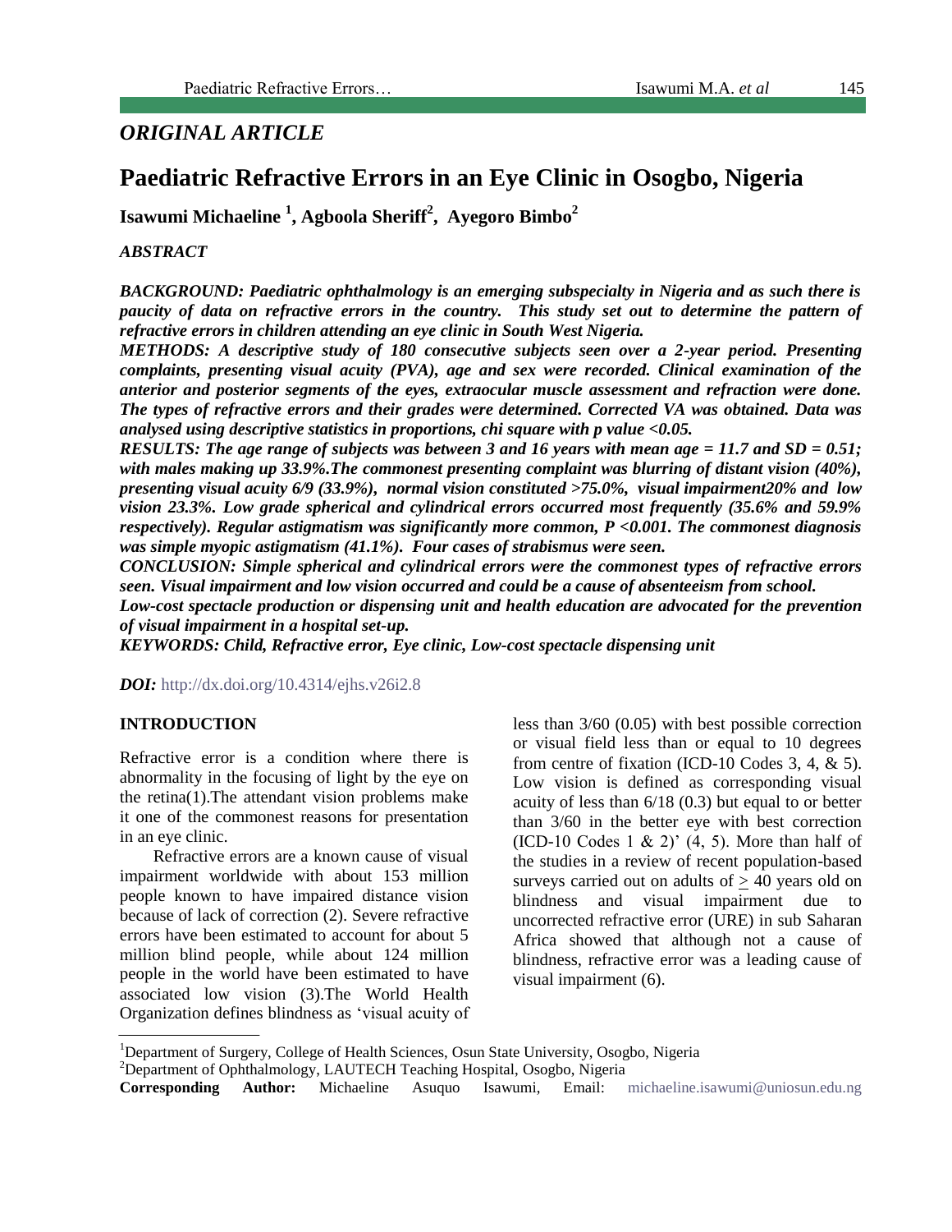*ORIGINAL ARTICLE*

# Paediatric Refractive Errors in an Eye Clinic in Osogbo, Nigeria

**Isawumi Michaeline [1], Agboola Sheriff[2], Ayegoro Bimbo[2]**

***ABSTRACT***

***BACKGROUND: Paediatric ophthalmology is an emerging subspecialty in Nigeria and as such there is paucity of data on refractive errors in the country. This study set out to determine the pattern of refractive errors in children attending an eye clinic in South West Nigeria.***

***METHODS: A descriptive study of 180 consecutive subjects seen over a 2-year period. Presenting complaints, presenting visual acuity (PVA), age and sex were recorded. Clinical examination of the anterior and posterior segments of the eyes, extraocular muscle assessment and refraction were done. The types of refractive errors and their grades were determined. Corrected VA was obtained. Data was analysed using descriptive statistics in proportions, chi square with p value <0.05.***

***RESULTS: The age range of subjects was between 3 and 16 years with mean age = 11.7 and SD = 0.51; with males making up 33.9%.The commonest presenting complaint was blurring of distant vision (40%), presenting visual acuity 6/9 (33.9%), normal vision constituted >75.0%, visual impairment20% and low vision 23.3%. Low grade spherical and cylindrical errors occurred most frequently (35.6% and 59.9% respectively). Regular astigmatism was significantly more common, P <0.001. The commonest diagnosis was simple myopic astigmatism (41.1%). Four cases of strabismus were seen.***

***CONCLUSION: Simple spherical and cylindrical errors were the commonest types of refractive errors seen. Visual impairment and low vision occurred and could be a cause of absenteeism from school.***

***Low-cost spectacle production or dispensing unit and health education are advocated for the prevention of visual impairment in a hospital set-up.***

***KEYWORDS: Child, Refractive error, Eye clinic, Low-cost spectacle dispensing unit***

***DOI:*** http://dx.doi.org/10.4314/ejhs.v26i2.8

## INTRODUCTION

Refractive error is a condition where there is abnormality in the focusing of light by the eye on the retina(1).The attendant vision problems make it one of the commonest reasons for presentation in an eye clinic.

Refractive errors are a known cause of visual impairment worldwide with about 153 million people known to have impaired distance vision because of lack of correction (2). Severe refractive errors have been estimated to account for about 5 million blind people, while about 124 million people in the world have been estimated to have associated low vision (3).The World Health Organization defines blindness as 'visual acuity of less than 3/60 (0.05) with best possible correction or visual field less than or equal to 10 degrees from centre of fixation (ICD-10 Codes 3, 4, & 5). Low vision is defined as corresponding visual acuity of less than 6/18 (0.3) but equal to or better than 3/60 in the better eye with best correction (ICD-10 Codes 1 & 2)' (4, 5). More than half of the studies in a review of recent population-based surveys carried out on adults of $\geq$ 40 years old on blindness and visual impairment due to uncorrected refractive error (URE) in sub Saharan Africa showed that although not a cause of blindness, refractive error was a leading cause of visual impairment (6).

---

[1]Department of Surgery, College of Health Sciences, Osun State University, Osogbo, Nigeria

[2]Department of Ophthalmology, LAUTECH Teaching Hospital, Osogbo, Nigeria

**Corresponding Author:** Michaeline Asuquo Isawumi, Email: michaeline.isawumi@uniosun.edu.ng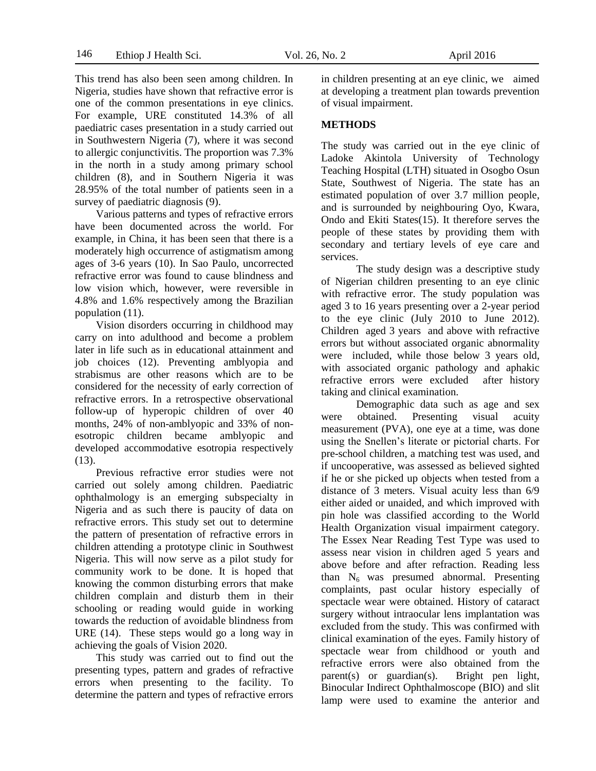This trend has also been seen among children. In Nigeria, studies have shown that refractive error is one of the common presentations in eye clinics. For example, URE constituted 14.3% of all paediatric cases presentation in a study carried out in Southwestern Nigeria (7), where it was second to allergic conjunctivitis. The proportion was 7.3% in the north in a study among primary school children (8), and in Southern Nigeria it was 28.95% of the total number of patients seen in a survey of paediatric diagnosis (9).

Various patterns and types of refractive errors have been documented across the world. For example, in China, it has been seen that there is a moderately high occurrence of astigmatism among ages of 3-6 years (10). In Sao Paulo, uncorrected refractive error was found to cause blindness and low vision which, however, were reversible in 4.8% and 1.6% respectively among the Brazilian population (11).

Vision disorders occurring in childhood may carry on into adulthood and become a problem later in life such as in educational attainment and job choices (12). Preventing amblyopia and strabismus are other reasons which are to be considered for the necessity of early correction of refractive errors. In a retrospective observational follow-up of hyperopic children of over 40 months, 24% of non-amblyopic and 33% of non-esotropic children became amblyopic and developed accommodative esotropia respectively (13).

Previous refractive error studies were not carried out solely among children. Paediatric ophthalmology is an emerging subspecialty in Nigeria and as such there is paucity of data on refractive errors. This study set out to determine the pattern of presentation of refractive errors in children attending a prototype clinic in Southwest Nigeria. This will now serve as a pilot study for community work to be done. It is hoped that knowing the common disturbing errors that make children complain and disturb them in their schooling or reading would guide in working towards the reduction of avoidable blindness from URE (14). These steps would go a long way in achieving the goals of Vision 2020.

This study was carried out to find out the presenting types, pattern and grades of refractive errors when presenting to the facility. To determine the pattern and types of refractive errors in children presenting at an eye clinic, we aimed at developing a treatment plan towards prevention of visual impairment.

## METHODS

The study was carried out in the eye clinic of Ladoke Akintola University of Technology Teaching Hospital (LTH) situated in Osogbo Osun State, Southwest of Nigeria. The state has an estimated population of over 3.7 million people, and is surrounded by neighbouring Oyo, Kwara, Ondo and Ekiti States(15). It therefore serves the people of these states by providing them with secondary and tertiary levels of eye care and services.

The study design was a descriptive study of Nigerian children presenting to an eye clinic with refractive error. The study population was aged 3 to 16 years presenting over a 2-year period to the eye clinic (July 2010 to June 2012). Children aged 3 years and above with refractive errors but without associated organic abnormality were included, while those below 3 years old, with associated organic pathology and aphakic refractive errors were excluded after history taking and clinical examination.

Demographic data such as age and sex were obtained. Presenting visual acuity measurement (PVA), one eye at a time, was done using the Snellen's literate or pictorial charts. For pre-school children, a matching test was used, and if uncooperative, was assessed as believed sighted if he or she picked up objects when tested from a distance of 3 meters. Visual acuity less than 6/9 either aided or unaided, and which improved with pin hole was classified according to the World Health Organization visual impairment category. The Essex Near Reading Test Type was used to assess near vision in children aged 5 years and above before and after refraction. Reading less than $N_6$ was presumed abnormal. Presenting complaints, past ocular history especially of spectacle wear were obtained. History of cataract surgery without intraocular lens implantation was excluded from the study. This was confirmed with clinical examination of the eyes. Family history of spectacle wear from childhood or youth and refractive errors were also obtained from the parent(s) or guardian(s). Bright pen light, Binocular Indirect Ophthalmoscope (BIO) and slit lamp were used to examine the anterior and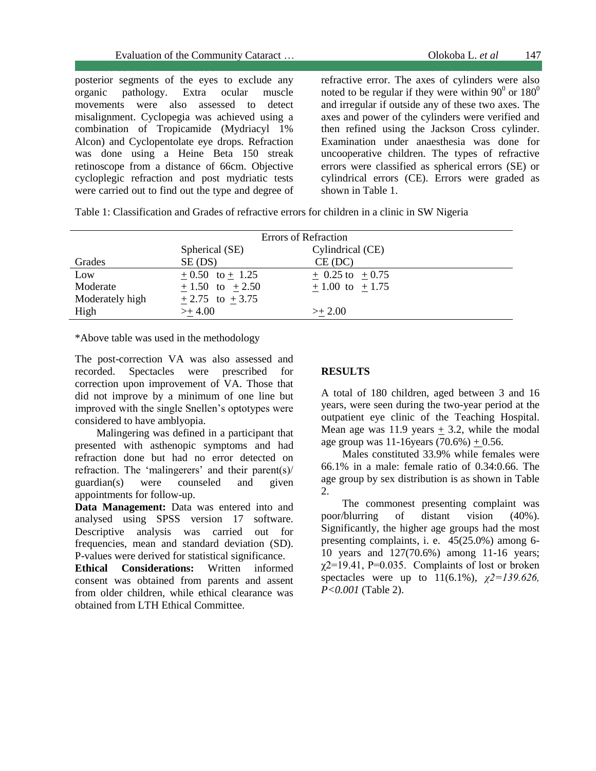posterior segments of the eyes to exclude any organic pathology. Extra ocular muscle movements were also assessed to detect misalignment. Cyclopegia was achieved using a combination of Tropicamide (Mydriacyl 1% Alcon) and Cyclopentolate eye drops. Refraction was done using a Heine Beta 150 streak retinoscope from a distance of 66cm. Objective cycloplegic refraction and post mydriatic tests were carried out to find out the type and degree of refractive error. The axes of cylinders were also noted to be regular if they were within $90^0$ or $180^0$ and irregular if outside any of these two axes. The axes and power of the cylinders were verified and then refined using the Jackson Cross cylinder. Examination under anaesthesia was done for uncooperative children. The types of refractive errors were classified as spherical errors (SE) or cylindrical errors (CE). Errors were graded as shown in Table 1.

Table 1: Classification and Grades of refractive errors for children in a clinic in SW Nigeria

| | Errors of Refraction | |
|---|---|---|
| | Spherical (SE) | Cylindrical (CE) |
| Grades | SE (DS) | CE (DC) |
| Low | ± 0.50 to ± 1.25 | ± 0.25 to ± 0.75 |
| Moderate | ± 1.50 to ± 2.50 | ± 1.00 to ± 1.75 |
| Moderately high | ± 2.75 to ± 3.75 | |
| High | >± 4.00 | >± 2.00 |

*Above table was used in the methodology

The post-correction VA was also assessed and recorded. Spectacles were prescribed for correction upon improvement of VA. Those that did not improve by a minimum of one line but improved with the single Snellen's optotypes were considered to have amblyopia.

Malingering was defined in a participant that presented with asthenopic symptoms and had refraction done but had no error detected on refraction. The 'malingerers' and their parent(s)/ guardian(s) were counseled and given appointments for follow-up.

**Data Management:** Data was entered into and analysed using SPSS version 17 software. Descriptive analysis was carried out for frequencies, mean and standard deviation (SD). P-values were derived for statistical significance.

**Ethical Considerations:** Written informed consent was obtained from parents and assent from older children, while ethical clearance was obtained from LTH Ethical Committee.

## RESULTS

A total of 180 children, aged between 3 and 16 years, were seen during the two-year period at the outpatient eye clinic of the Teaching Hospital. Mean age was 11.9 years ± 3.2, while the modal age group was 11-16years (70.6%) ± 0.56.

Males constituted 33.9% while females were 66.1% in a male: female ratio of 0.34:0.66. The age group by sex distribution is as shown in Table 2.

The commonest presenting complaint was poor/blurring of distant vision (40%). Significantly, the higher age groups had the most presenting complaints, i. e. 45(25.0%) among 6-10 years and 127(70.6%) among 11-16 years; $\chi^2$=19.41, P=0.035. Complaints of lost or broken spectacles were up to 11(6.1%), *$\chi^2$=139.626, P<0.001* (Table 2).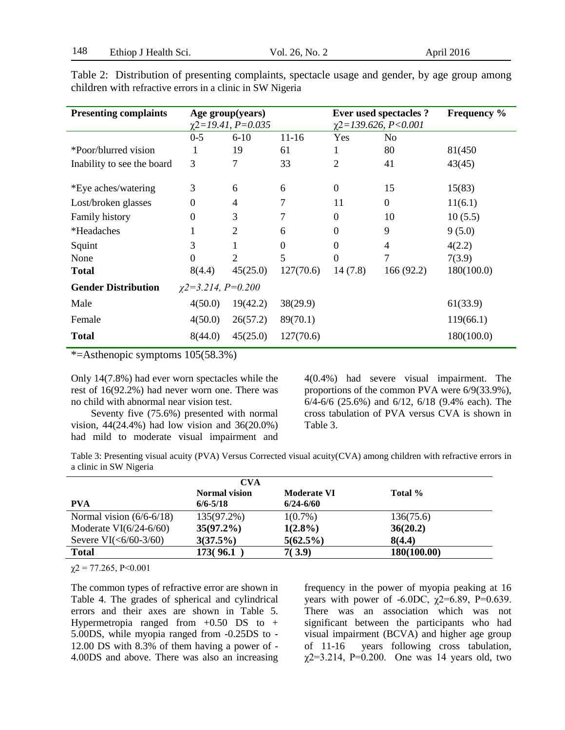Table 2: Distribution of presenting complaints, spectacle usage and gender, by age group among children with refractive errors in a clinic in SW Nigeria

| Presenting complaints | Age group(years) $\chi2=19.41, P=0.035$ | | | Ever used spectacles ? $\chi2=139.626, P<0.001$ | | Frequency % |
|---|---|---|---|---|---|---|
| | 0-5 | 6-10 | 11-16 | Yes | No | |
| *Poor/blurred vision | 1 | 19 | 61 | 1 | 80 | 81(450 |
| Inability to see the board | 3 | 7 | 33 | 2 | 41 | 43(45) |
| *Eye aches/watering | 3 | 6 | 6 | 0 | 15 | 15(83) |
| Lost/broken glasses | 0 | 4 | 7 | 11 | 0 | 11(6.1) |
| Family history | 0 | 3 | 7 | 0 | 10 | 10 (5.5) |
| *Headaches | 1 | 2 | 6 | 0 | 9 | 9 (5.0) |
| Squint | 3 | 1 | 0 | 0 | 4 | 4(2.2) |
| None | 0 | 2 | 5 | 0 | 7 | 7(3.9) |
| **Total** | 8(4.4) | 45(25.0) | 127(70.6) | 14 (7.8) | 166 (92.2) | 180(100.0) |
| **Gender Distribution** | $\chi2=3.214, P=0.200$ | | | | | |
| Male | 4(50.0) | 19(42.2) | 38(29.9) | | | 61(33.9) |
| Female | 4(50.0) | 26(57.2) | 89(70.1) | | | 119(66.1) |
| **Total** | 8(44.0) | 45(25.0) | 127(70.6) | | | 180(100.0) |

*=Asthenopic symptoms 105(58.3%)

Only 14(7.8%) had ever worn spectacles while the rest of 16(92.2%) had never worn one. There was no child with abnormal near vision test.

Seventy five (75.6%) presented with normal vision, 44(24.4%) had low vision and 36(20.0%) had mild to moderate visual impairment and 4(0.4%) had severe visual impairment. The proportions of the common PVA were 6/9(33.9%), 6/4-6/6 (25.6%) and 6/12, 6/18 (9.4% each). The cross tabulation of PVA versus CVA is shown in Table 3.

Table 3: Presenting visual acuity (PVA) Versus Corrected visual acuity(CVA) among children with refractive errors in a clinic in SW Nigeria

| | CVA | | |
|---|---|---|---|
| **PVA** | **Normal vision 6/6-5/18** | **Moderate VI 6/24-6/60** | **Total %** |
| Normal vision (6/6-6/18) | 135(97.2%) | 1(0.7%) | 136(75.6) |
| Moderate VI(6/24-6/60) | **35(97.2%)** | **1(2.8%)** | **36(20.2)** |
| Severe VI(<6/60-3/60) | **3(37.5%)** | **5(62.5%)** | **8(4.4)** |
| **Total** | **173( 96.1 )** | **7( 3.9)** | **180(100.00)** |

$\chi2 = 77.265$, P<0.001

The common types of refractive error are shown in Table 4. The grades of spherical and cylindrical errors and their axes are shown in Table 5. Hypermetropia ranged from +0.50 DS to + 5.00DS, while myopia ranged from -0.25DS to -12.00 DS with 8.3% of them having a power of -4.00DS and above. There was also an increasing frequency in the power of myopia peaking at 16 years with power of -6.0DC, $\chi2=6.89$, P=0.639. There was an association which was not significant between the participants who had visual impairment (BCVA) and higher age group of 11-16 years following cross tabulation, $\chi2=3.214$, P=0.200. One was 14 years old, two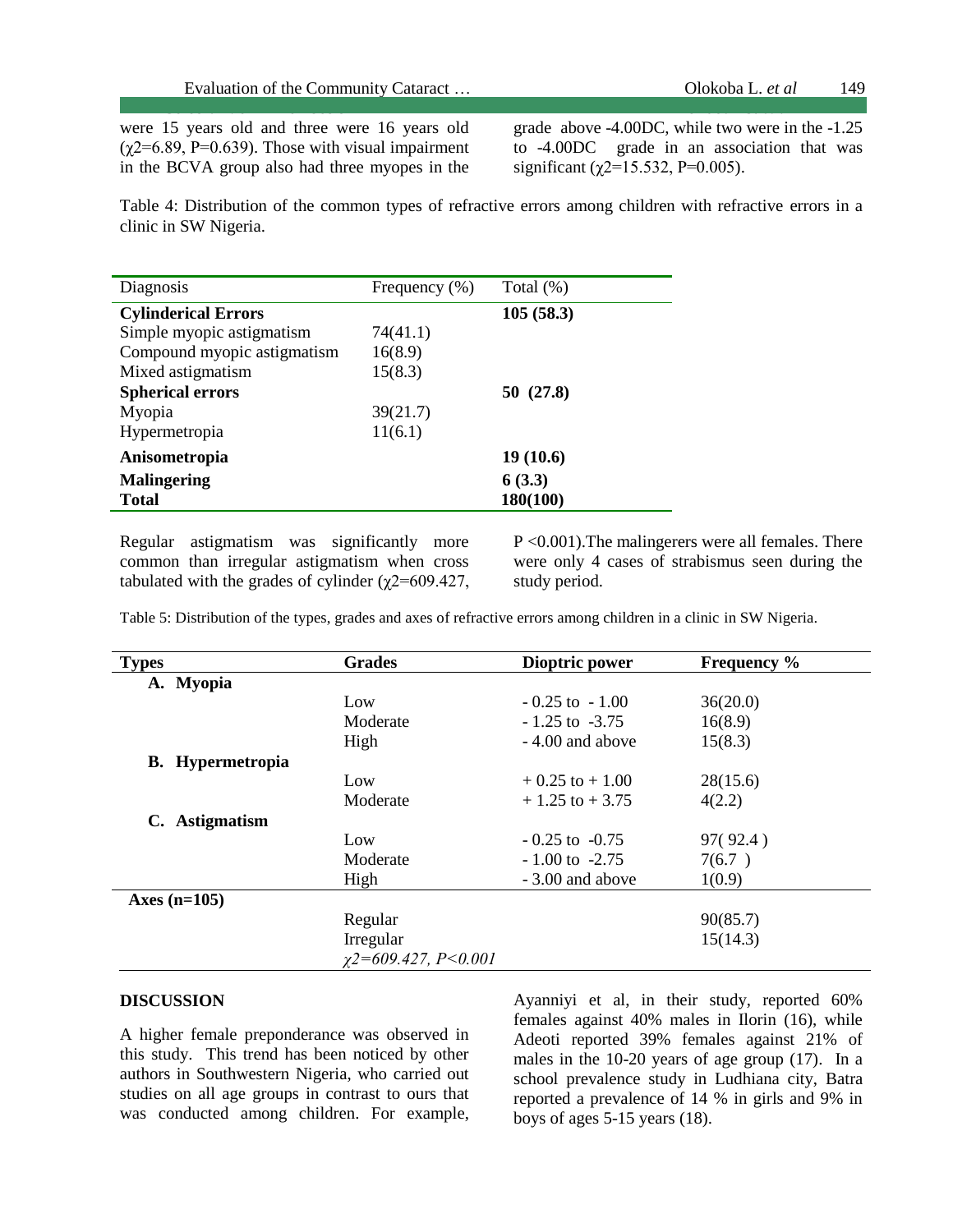were 15 years old and three were 16 years old ($\chi2$=6.89, P=0.639). Those with visual impairment in the BCVA group also had three myopes in the grade above -4.00DC, while two were in the -1.25 to -4.00DC grade in an association that was significant ($\chi2$=15.532, P=0.005).

Table 4: Distribution of the common types of refractive errors among children with refractive errors in a clinic in SW Nigeria.

| Diagnosis | Frequency (%) | Total (%) |
|---|---|---|
| **Cylinderical Errors** | | **105 (58.3)** |
| Simple myopic astigmatism | 74(41.1) | |
| Compound myopic astigmatism | 16(8.9) | |
| Mixed astigmatism | 15(8.3) | |
| **Spherical errors** | | **50 (27.8)** |
| Myopia | 39(21.7) | |
| Hypermetropia | 11(6.1) | |
| **Anisometropia** | | **19 (10.6)** |
| **Malingering** | | **6 (3.3)** |
| **Total** | | **180(100)** |

Regular astigmatism was significantly more common than irregular astigmatism when cross tabulated with the grades of cylinder ($\chi2$=609.427, P <0.001).The malingerers were all females. There were only 4 cases of strabismus seen during the study period.

Table 5: Distribution of the types, grades and axes of refractive errors among children in a clinic in SW Nigeria.

| **Types** | **Grades** | **Dioptric power** | **Frequency %** |
|---|---|---|---|
| **A. Myopia** | | | |
| | Low | - 0.25 to - 1.00 | 36(20.0) |
| | Moderate | - 1.25 to -3.75 | 16(8.9) |
| | High | - 4.00 and above | 15(8.3) |
| **B. Hypermetropia** | | | |
| | Low | + 0.25 to + 1.00 | 28(15.6) |
| | Moderate | + 1.25 to + 3.75 | 4(2.2) |
| **C. Astigmatism** | | | |
| | Low | - 0.25 to -0.75 | 97( 92.4 ) |
| | Moderate | - 1.00 to -2.75 | 7(6.7 ) |
| | High | - 3.00 and above | 1(0.9) |
| **Axes (n=105)** | | | |
| | Regular | | 90(85.7) |
| | Irregular | | 15(14.3) |
| | *$\chi2$=609.427, P<0.001* | | |

## DISCUSSION

A higher female preponderance was observed in this study. This trend has been noticed by other authors in Southwestern Nigeria, who carried out studies on all age groups in contrast to ours that was conducted among children. For example, Ayanniyi et al, in their study, reported 60% females against 40% males in Ilorin (16), while Adeoti reported 39% females against 21% of males in the 10-20 years of age group (17). In a school prevalence study in Ludhiana city, Batra reported a prevalence of 14 % in girls and 9% in boys of ages 5-15 years (18).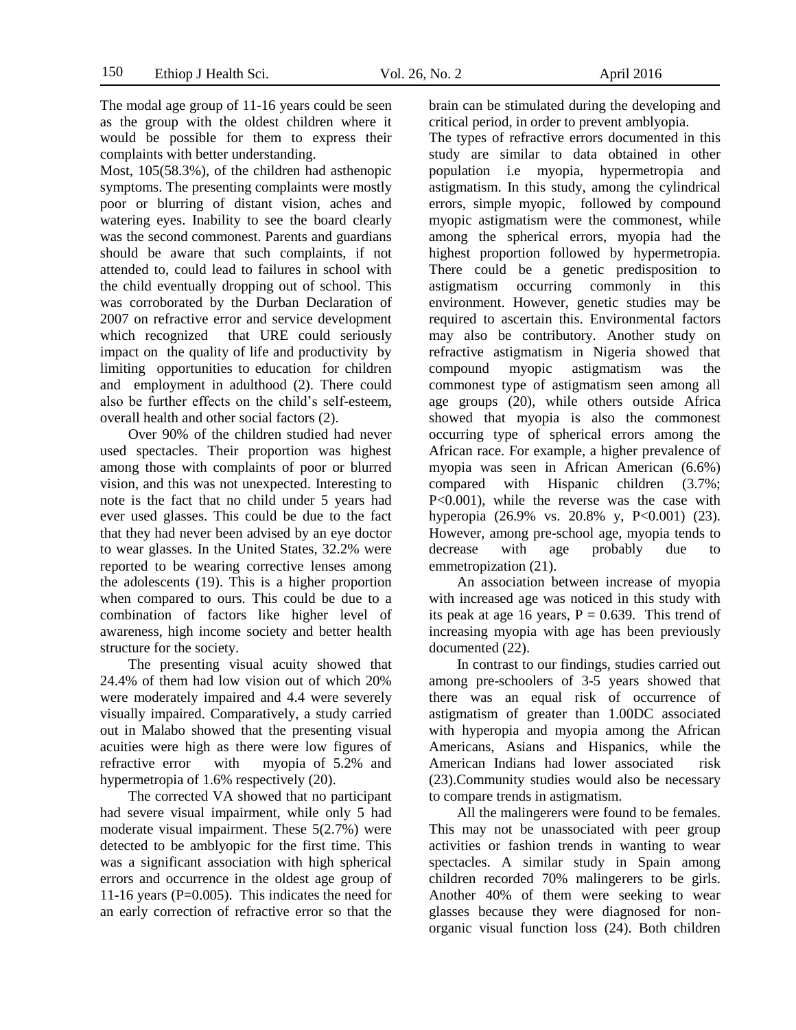The modal age group of 11-16 years could be seen as the group with the oldest children where it would be possible for them to express their complaints with better understanding.

Most, 105(58.3%), of the children had asthenopic symptoms. The presenting complaints were mostly poor or blurring of distant vision, aches and watering eyes. Inability to see the board clearly was the second commonest. Parents and guardians should be aware that such complaints, if not attended to, could lead to failures in school with the child eventually dropping out of school. This was corroborated by the Durban Declaration of 2007 on refractive error and service development which recognized that URE could seriously impact on the quality of life and productivity by limiting opportunities to education for children and employment in adulthood (2). There could also be further effects on the child's self-esteem, overall health and other social factors (2).

Over 90% of the children studied had never used spectacles. Their proportion was highest among those with complaints of poor or blurred vision, and this was not unexpected. Interesting to note is the fact that no child under 5 years had ever used glasses. This could be due to the fact that they had never been advised by an eye doctor to wear glasses. In the United States, 32.2% were reported to be wearing corrective lenses among the adolescents (19). This is a higher proportion when compared to ours. This could be due to a combination of factors like higher level of awareness, high income society and better health structure for the society.

The presenting visual acuity showed that 24.4% of them had low vision out of which 20% were moderately impaired and 4.4 were severely visually impaired. Comparatively, a study carried out in Malabo showed that the presenting visual acuities were high as there were low figures of refractive error with myopia of 5.2% and hypermetropia of 1.6% respectively (20).

The corrected VA showed that no participant had severe visual impairment, while only 5 had moderate visual impairment. These 5(2.7%) were detected to be amblyopic for the first time. This was a significant association with high spherical errors and occurrence in the oldest age group of 11-16 years (P=0.005). This indicates the need for an early correction of refractive error so that the brain can be stimulated during the developing and critical period, in order to prevent amblyopia.

The types of refractive errors documented in this study are similar to data obtained in other population i.e myopia, hypermetropia and astigmatism. In this study, among the cylindrical errors, simple myopic, followed by compound myopic astigmatism were the commonest, while among the spherical errors, myopia had the highest proportion followed by hypermetropia. There could be a genetic predisposition to astigmatism occurring commonly in this environment. However, genetic studies may be required to ascertain this. Environmental factors may also be contributory. Another study on refractive astigmatism in Nigeria showed that compound myopic astigmatism was the commonest type of astigmatism seen among all age groups (20), while others outside Africa showed that myopia is also the commonest occurring type of spherical errors among the African race. For example, a higher prevalence of myopia was seen in African American (6.6%) compared with Hispanic children (3.7%; P<0.001), while the reverse was the case with hyperopia (26.9% vs. 20.8% y, P<0.001) (23). However, among pre-school age, myopia tends to decrease with age probably due to emmetropization (21).

An association between increase of myopia with increased age was noticed in this study with its peak at age 16 years, P = 0.639. This trend of increasing myopia with age has been previously documented (22).

In contrast to our findings, studies carried out among pre-schoolers of 3-5 years showed that there was an equal risk of occurrence of astigmatism of greater than 1.00DC associated with hyperopia and myopia among the African Americans, Asians and Hispanics, while the American Indians had lower associated risk (23).Community studies would also be necessary to compare trends in astigmatism.

All the malingerers were found to be females. This may not be unassociated with peer group activities or fashion trends in wanting to wear spectacles. A similar study in Spain among children recorded 70% malingerers to be girls. Another 40% of them were seeking to wear glasses because they were diagnosed for non-organic visual function loss (24). Both children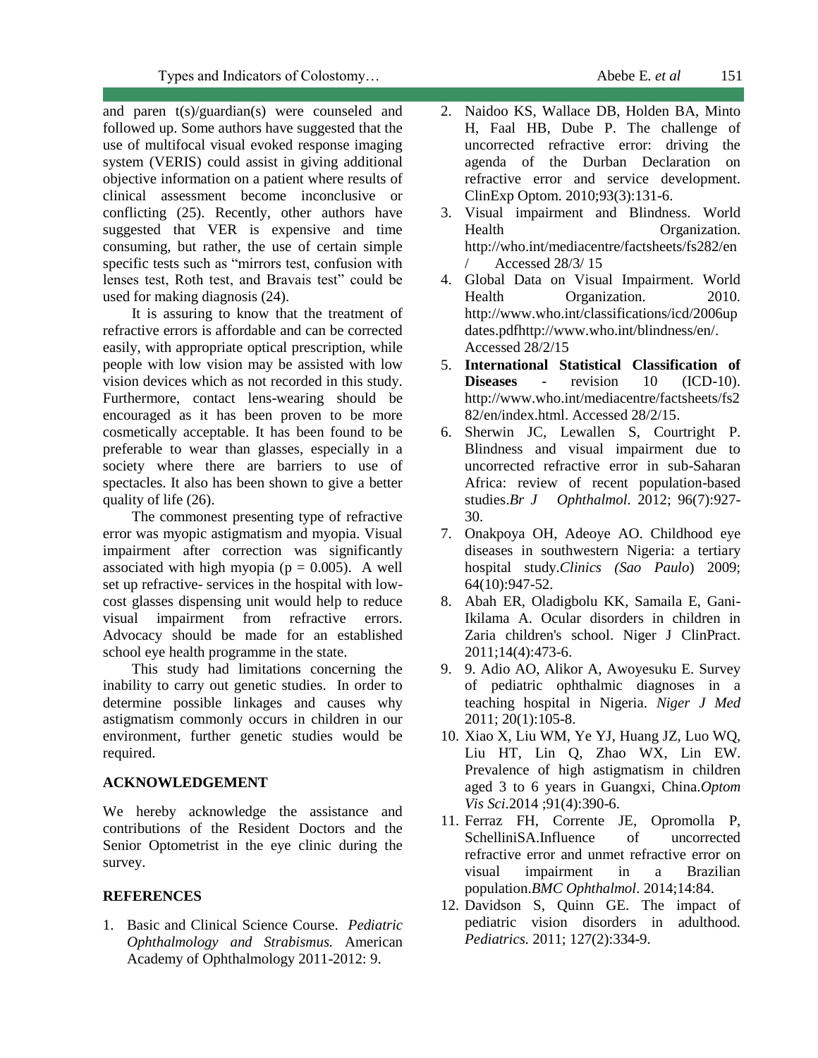and paren t(s)/guardian(s) were counseled and followed up. Some authors have suggested that the use of multifocal visual evoked response imaging system (VERIS) could assist in giving additional objective information on a patient where results of clinical assessment become inconclusive or conflicting (25). Recently, other authors have suggested that VER is expensive and time consuming, but rather, the use of certain simple specific tests such as "mirrors test, confusion with lenses test, Roth test, and Bravais test" could be used for making diagnosis (24).

It is assuring to know that the treatment of refractive errors is affordable and can be corrected easily, with appropriate optical prescription, while people with low vision may be assisted with low vision devices which as not recorded in this study. Furthermore, contact lens-wearing should be encouraged as it has been proven to be more cosmetically acceptable. It has been found to be preferable to wear than glasses, especially in a society where there are barriers to use of spectacles. It also has been shown to give a better quality of life (26).

The commonest presenting type of refractive error was myopic astigmatism and myopia. Visual impairment after correction was significantly associated with high myopia ($p = 0.005$). A well set up refractive- services in the hospital with low-cost glasses dispensing unit would help to reduce visual impairment from refractive errors. Advocacy should be made for an established school eye health programme in the state.

This study had limitations concerning the inability to carry out genetic studies. In order to determine possible linkages and causes why astigmatism commonly occurs in children in our environment, further genetic studies would be required.

## ACKNOWLEDGEMENT

We hereby acknowledge the assistance and contributions of the Resident Doctors and the Senior Optometrist in the eye clinic during the survey.

## REFERENCES

1. Basic and Clinical Science Course. *Pediatric Ophthalmology and Strabismus.* American Academy of Ophthalmology 2011-2012: 9.
2. Naidoo KS, Wallace DB, Holden BA, Minto H, Faal HB, Dube P. The challenge of uncorrected refractive error: driving the agenda of the Durban Declaration on refractive error and service development. ClinExp Optom. 2010;93(3):131-6.
3. Visual impairment and Blindness. World Health Organization. http://who.int/mediacentre/factsheets/fs282/en/ Accessed 28/3/ 15
4. Global Data on Visual Impairment. World Health Organization. 2010. http://www.who.int/classifications/icd/2006updates.pdfhttp://www.who.int/blindness/en/. Accessed 28/2/15
5. **International Statistical Classification of Diseases** - revision 10 (ICD-10). http://www.who.int/mediacentre/factsheets/fs282/en/index.html. Accessed 28/2/15.
6. Sherwin JC, Lewallen S, Courtright P. Blindness and visual impairment due to uncorrected refractive error in sub-Saharan Africa: review of recent population-based studies.*Br J Ophthalmol*. 2012; 96(7):927-30.
7. Onakpoya OH, Adeoye AO. Childhood eye diseases in southwestern Nigeria: a tertiary hospital study.*Clinics (Sao Paulo*) 2009; 64(10):947-52.
8. Abah ER, Oladigbolu KK, Samaila E, Gani-Ikilama A. Ocular disorders in children in Zaria children's school. Niger J ClinPract. 2011;14(4):473-6.
9. 9. Adio AO, Alikor A, Awoyesuku E. Survey of pediatric ophthalmic diagnoses in a teaching hospital in Nigeria. *Niger J Med* 2011; 20(1):105-8.
10. Xiao X, Liu WM, Ye YJ, Huang JZ, Luo WQ, Liu HT, Lin Q, Zhao WX, Lin EW. Prevalence of high astigmatism in children aged 3 to 6 years in Guangxi, China.*Optom Vis Sci*.2014 ;91(4):390-6.
11. Ferraz FH, Corrente JE, Opromolla P, SchelliniSA.Influence of uncorrected refractive error and unmet refractive error on visual impairment in a Brazilian population.*BMC Ophthalmol*. 2014;14:84.
12. Davidson S, Quinn GE. The impact of pediatric vision disorders in adulthood. *Pediatrics.* 2011; 127(2):334-9.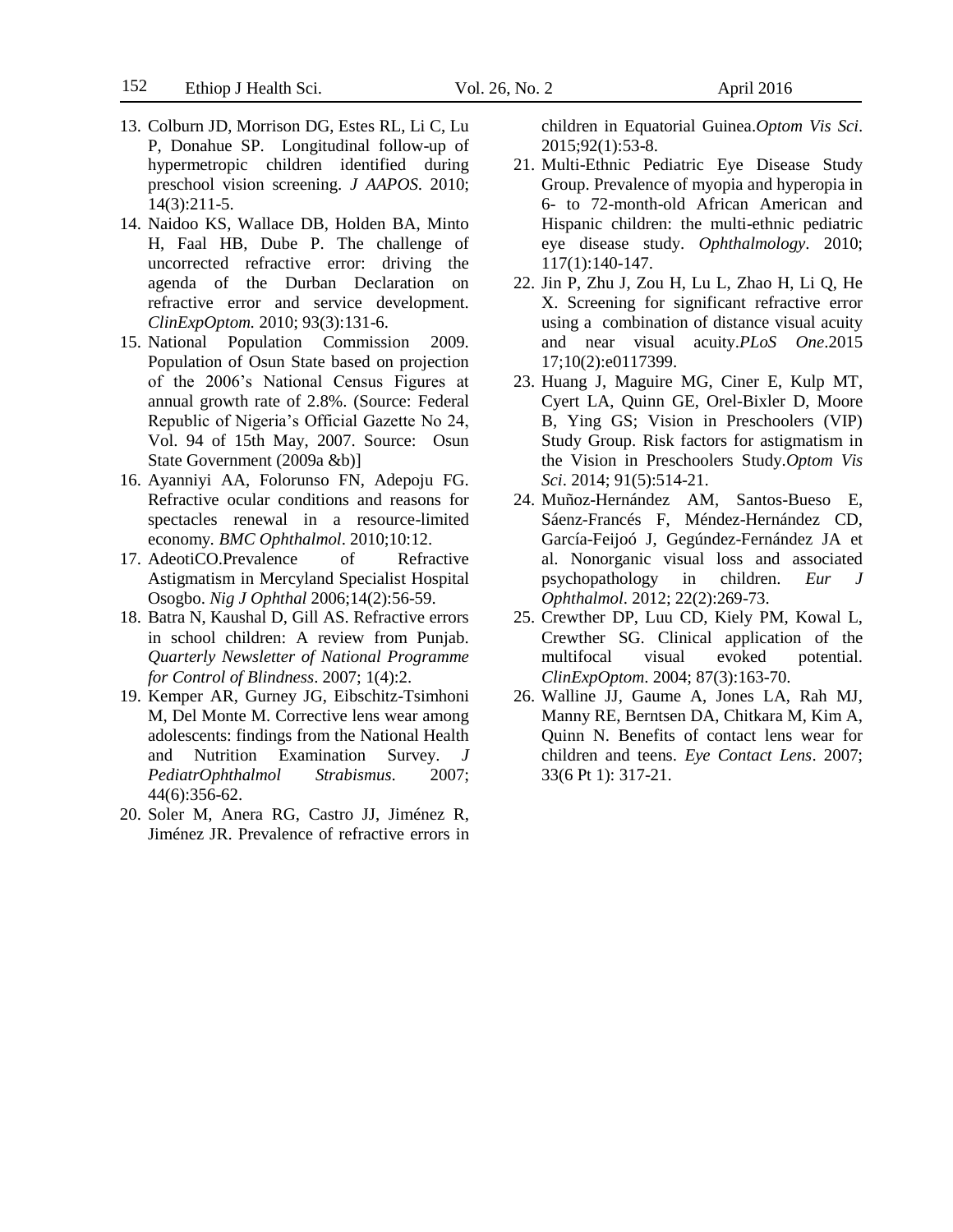13. Colburn JD, Morrison DG, Estes RL, Li C, Lu P, Donahue SP. Longitudinal follow-up of hypermetropic children identified during preschool vision screening. *J AAPOS*. 2010; 14(3):211-5.
14. Naidoo KS, Wallace DB, Holden BA, Minto H, Faal HB, Dube P. The challenge of uncorrected refractive error: driving the agenda of the Durban Declaration on refractive error and service development. *ClinExpOptom.* 2010; 93(3):131-6.
15. National Population Commission 2009. Population of Osun State based on projection of the 2006's National Census Figures at annual growth rate of 2.8%. (Source: Federal Republic of Nigeria's Official Gazette No 24, Vol. 94 of 15th May, 2007. Source: Osun State Government (2009a &b)]
16. Ayanniyi AA, Folorunso FN, Adepoju FG. Refractive ocular conditions and reasons for spectacles renewal in a resource-limited economy. *BMC Ophthalmol*. 2010;10:12.
17. AdeotiCO.Prevalence of Refractive Astigmatism in Mercyland Specialist Hospital Osogbo. *Nig J Ophthal* 2006;14(2):56-59.
18. Batra N, Kaushal D, Gill AS. Refractive errors in school children: A review from Punjab. *Quarterly Newsletter of National Programme for Control of Blindness*. 2007; 1(4):2.
19. Kemper AR, Gurney JG, Eibschitz-Tsimhoni M, Del Monte M. Corrective lens wear among adolescents: findings from the National Health and Nutrition Examination Survey. *J PediatrOphthalmol Strabismus*. 2007; 44(6):356-62.
20. Soler M, Anera RG, Castro JJ, Jiménez R, Jiménez JR. Prevalence of refractive errors in children in Equatorial Guinea.*Optom Vis Sci*. 2015;92(1):53-8.
21. Multi-Ethnic Pediatric Eye Disease Study Group. Prevalence of myopia and hyperopia in 6- to 72-month-old African American and Hispanic children: the multi-ethnic pediatric eye disease study. *Ophthalmology*. 2010; 117(1):140-147.
22. Jin P, Zhu J, Zou H, Lu L, Zhao H, Li Q, He X. Screening for significant refractive error using a combination of distance visual acuity and near visual acuity.*PLoS One*.2015 17;10(2):e0117399.
23. Huang J, Maguire MG, Ciner E, Kulp MT, Cyert LA, Quinn GE, Orel-Bixler D, Moore B, Ying GS; Vision in Preschoolers (VIP) Study Group. Risk factors for astigmatism in the Vision in Preschoolers Study.*Optom Vis Sci*. 2014; 91(5):514-21.
24. Muñoz-Hernández AM, Santos-Bueso E, Sáenz-Francés F, Méndez-Hernández CD, García-Feijoó J, Gegúndez-Fernández JA et al. Nonorganic visual loss and associated psychopathology in children. *Eur J Ophthalmol*. 2012; 22(2):269-73.
25. Crewther DP, Luu CD, Kiely PM, Kowal L, Crewther SG. Clinical application of the multifocal visual evoked potential. *ClinExpOptom*. 2004; 87(3):163-70.
26. Walline JJ, Gaume A, Jones LA, Rah MJ, Manny RE, Berntsen DA, Chitkara M, Kim A, Quinn N. Benefits of contact lens wear for children and teens. *Eye Contact Lens*. 2007; 33(6 Pt 1): 317-21.